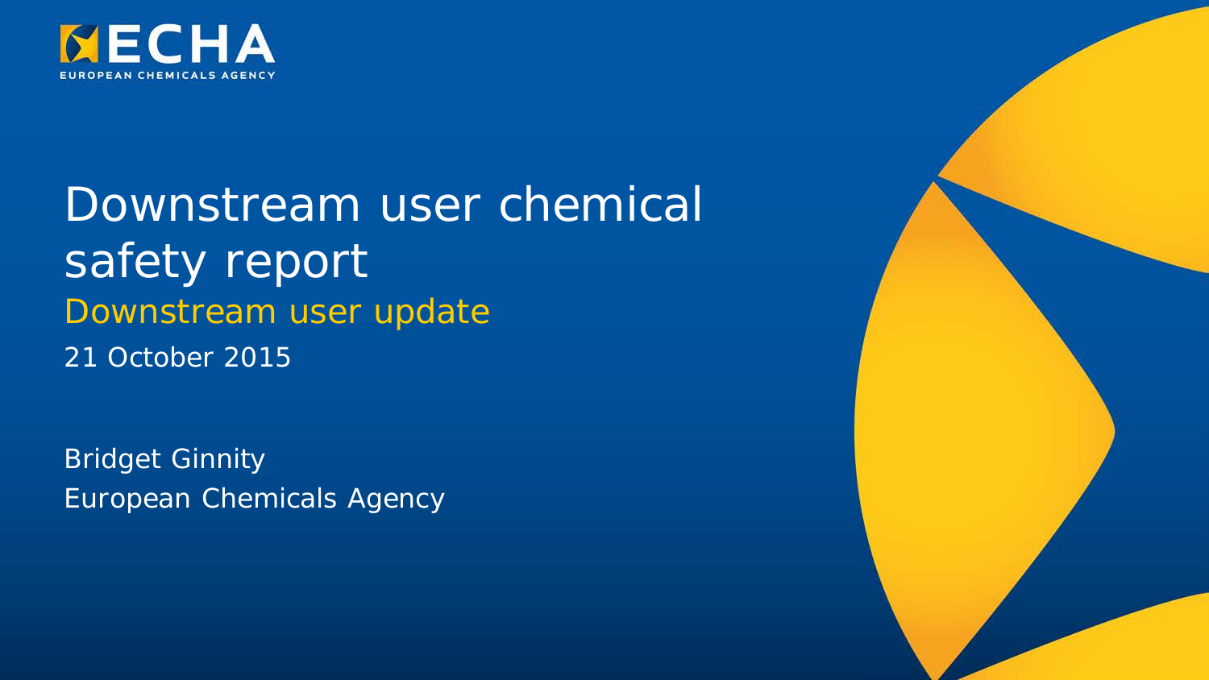ECHA
EUROPEAN CHEMICALS AGENCY

# Downstream user chemical safety report

## Downstream user update

21 October 2015

Bridget Ginnity
European Chemicals Agency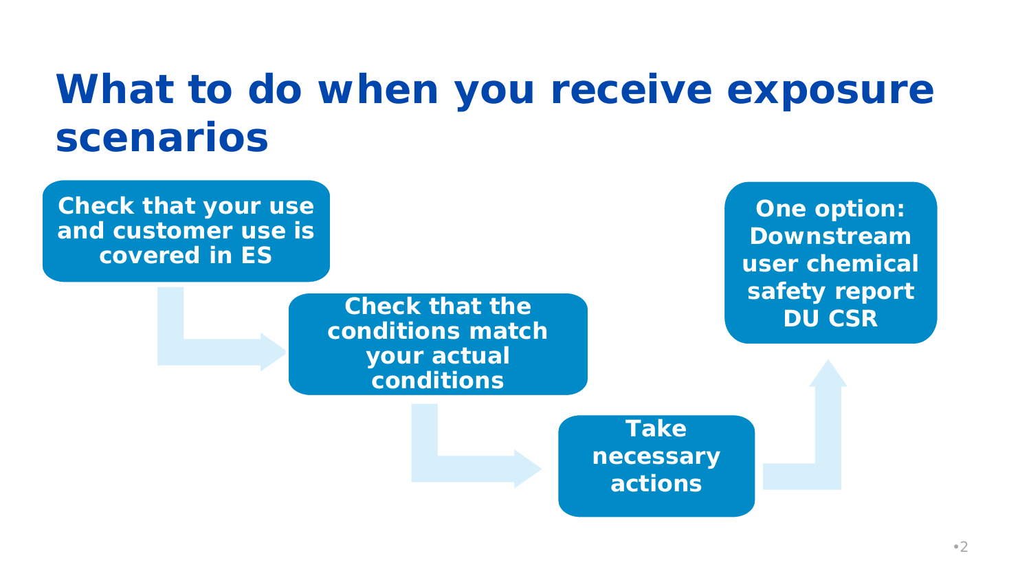# What to do when you receive exposure scenarios

**Check that your use and customer use is covered in ES**

**Check that the conditions match your actual conditions**

**Take necessary actions**

**One option: Downstream user chemical safety report DU CSR**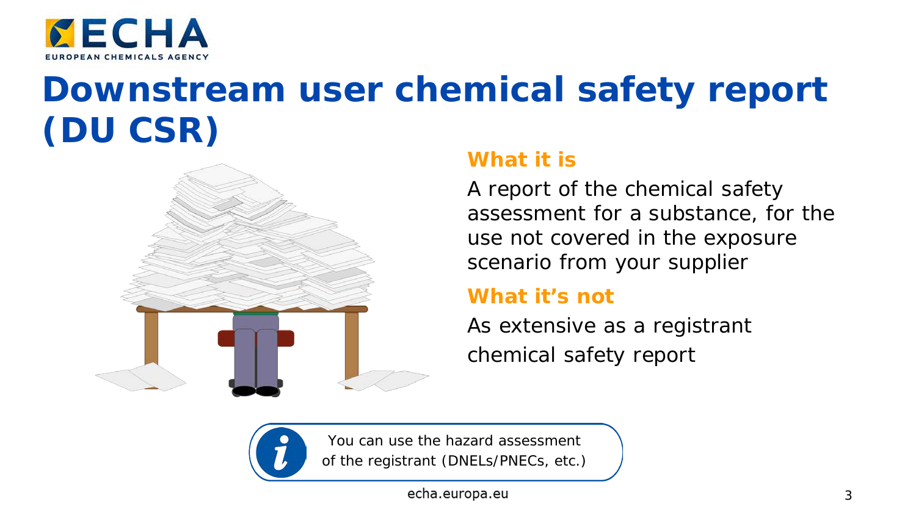# Downstream user chemical safety report (DU CSR)

## What it is

A report of the chemical safety assessment for a substance, for the use not covered in the exposure scenario from your supplier

## What it's not

As extensive as a registrant chemical safety report

You can use the hazard assessment of the registrant (DNELs/PNECs, etc.)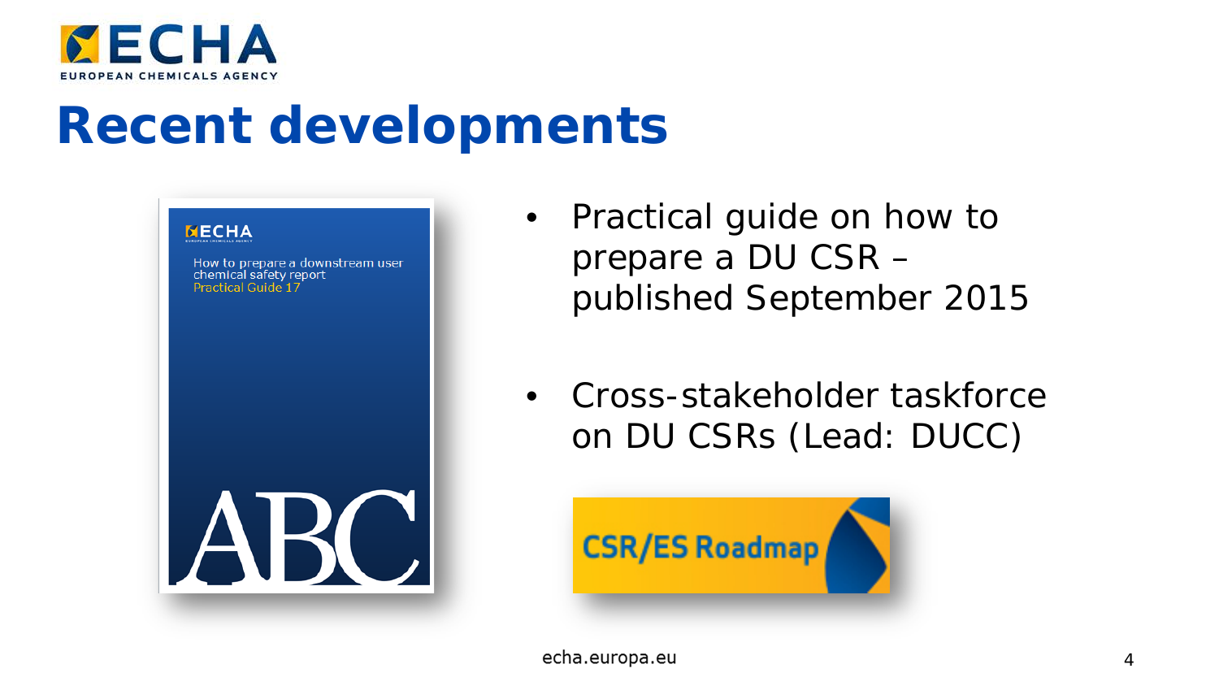# Recent developments

- Practical guide on how to prepare a DU CSR – published September 2015
- Cross-stakeholder taskforce on DU CSRs (Lead: DUCC)

echa.europa.eu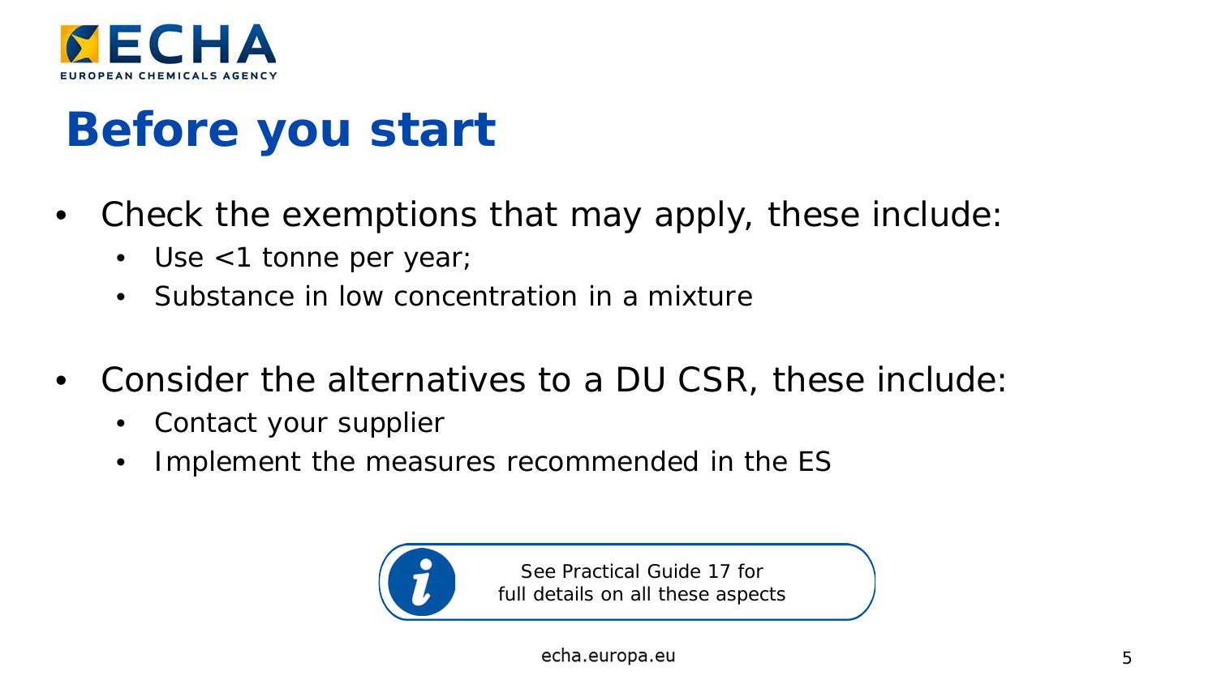# Before you start

- Check the exemptions that may apply, these include:
  - Use <1 tonne per year;
  - Substance in low concentration in a mixture

- Consider the alternatives to a DU CSR, these include:
  - Contact your supplier
  - Implement the measures recommended in the ES

See Practical Guide 17 for full details on all these aspects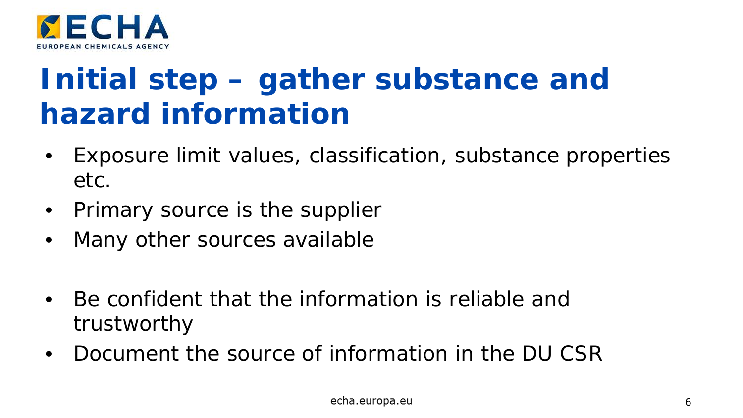# Initial step – gather substance and hazard information

- Exposure limit values, classification, substance properties etc.
- Primary source is the supplier
- Many other sources available

- Be confident that the information is reliable and trustworthy
- Document the source of information in the DU CSR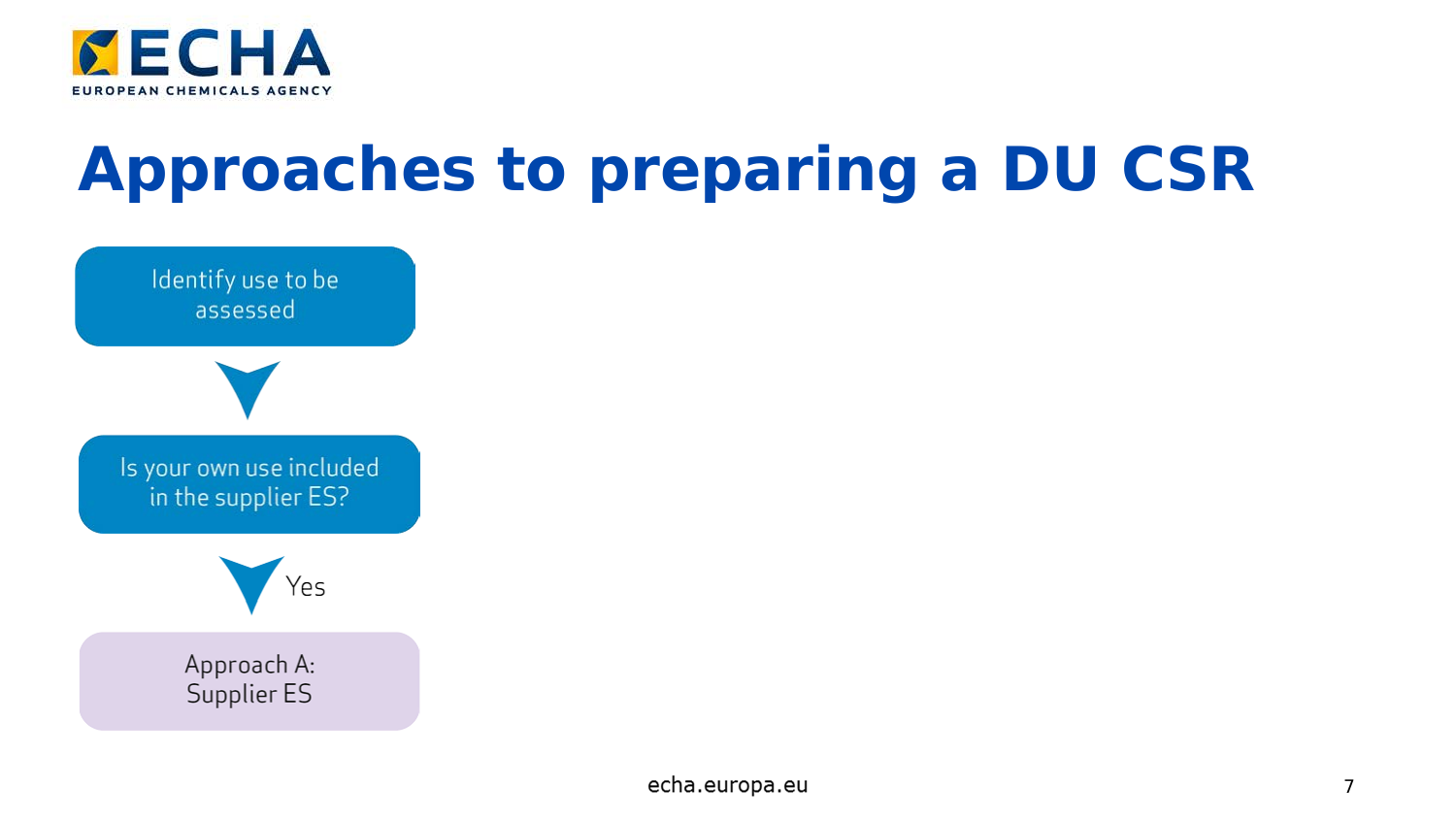# Approaches to preparing a DU CSR

Identify use to be assessed

↓

Is your own use included in the supplier ES?

↓ Yes

Approach A: Supplier ES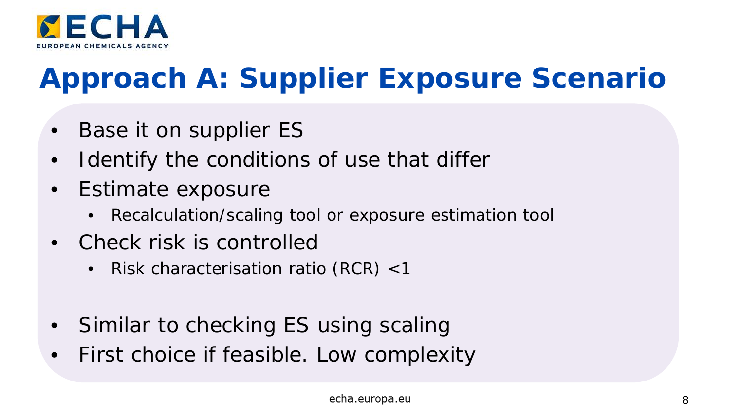# Approach A: Supplier Exposure Scenario

- Base it on supplier ES
- Identify the conditions of use that differ
- Estimate exposure
  - Recalculation/scaling tool or exposure estimation tool
- Check risk is controlled
  - Risk characterisation ratio (RCR) <1

- Similar to checking ES using scaling
- First choice if feasible. Low complexity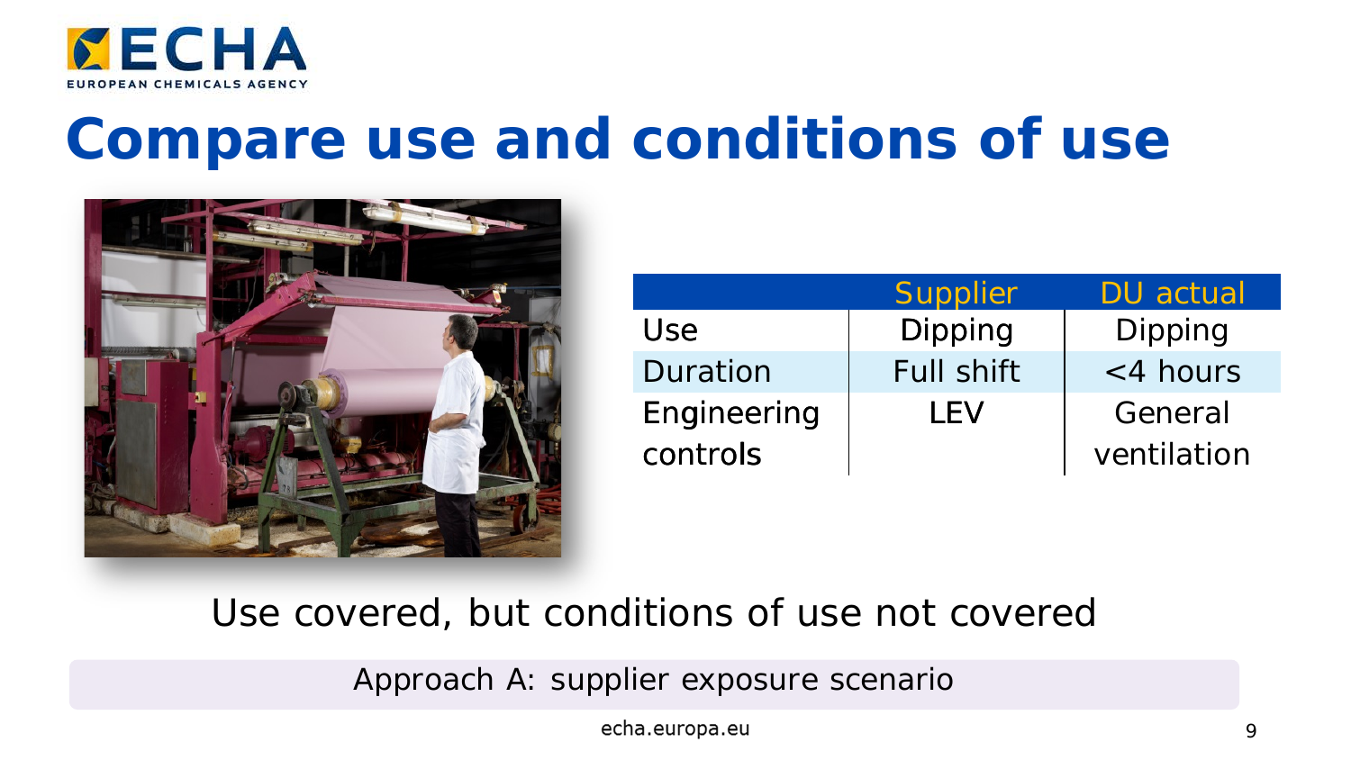# Compare use and conditions of use

| | Supplier | DU actual |
|---|---|---|
| Use | Dipping | Dipping |
| Duration | Full shift | <4 hours |
| Engineering controls | LEV | General ventilation |

Use covered, but conditions of use not covered

Approach A: supplier exposure scenario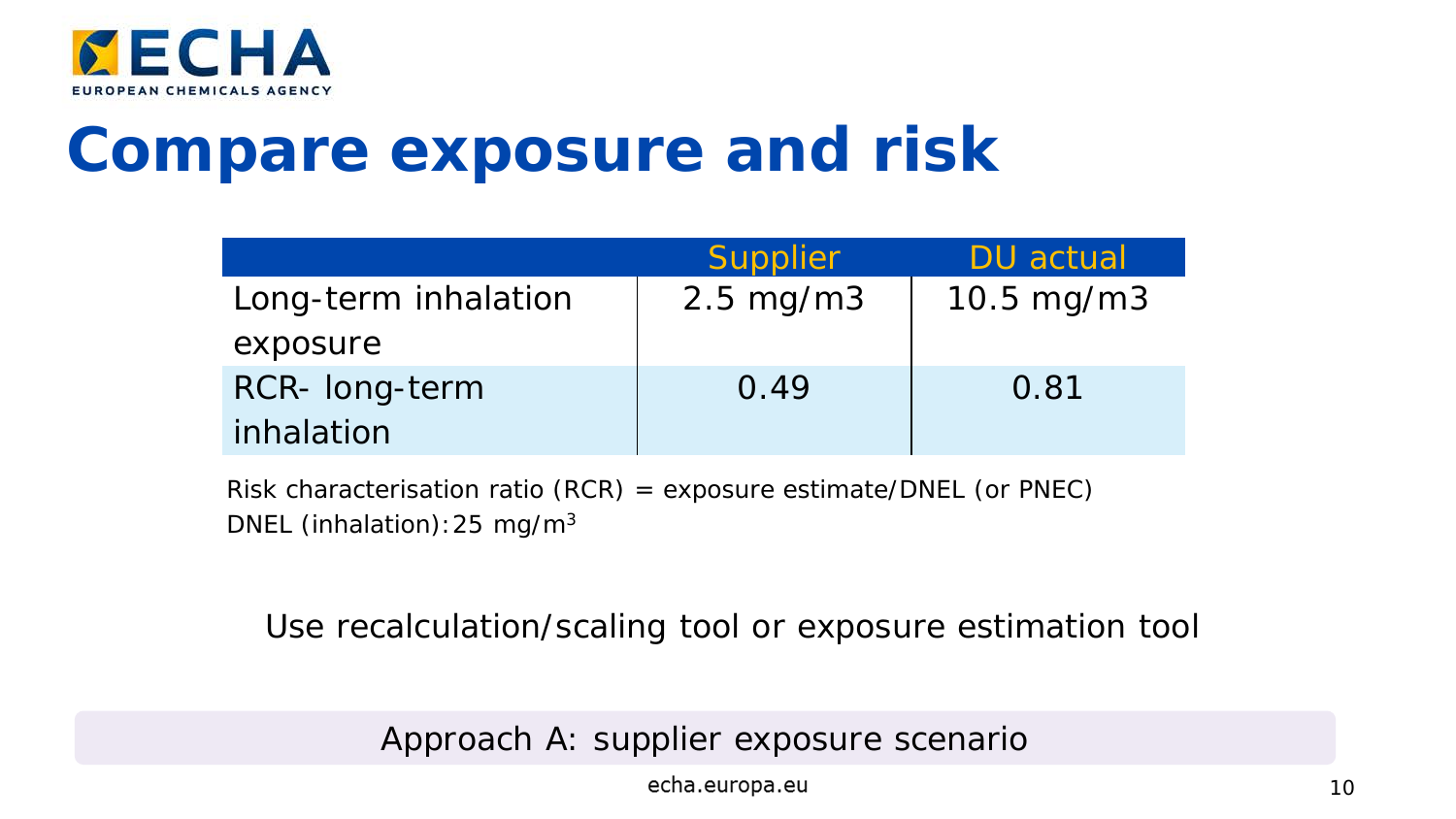# Compare exposure and risk

| | Supplier | DU actual |
|---|---|---|
| Long-term inhalation exposure | 2.5 mg/m3 | 10.5 mg/m3 |
| RCR- long-term inhalation | 0.49 | 0.81 |

Risk characterisation ratio (RCR) = exposure estimate/DNEL (or PNEC)
DNEL (inhalation): 25 mg/$m^3$

Use recalculation/scaling tool or exposure estimation tool

Approach A: supplier exposure scenario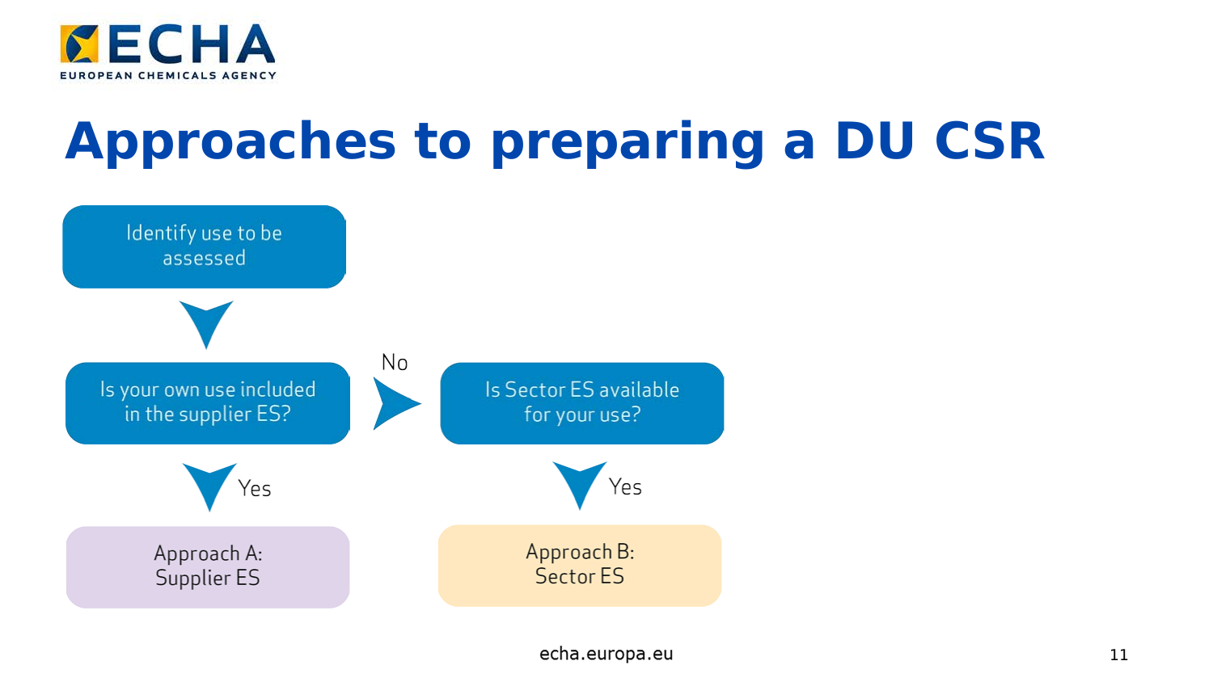# Approaches to preparing a DU CSR

Identify use to be assessed

↓

Is your own use included in the supplier ES?

- Yes → Approach A: Supplier ES
- No → Is Sector ES available for your use?
  - Yes → Approach B: Sector ES

echa.europa.eu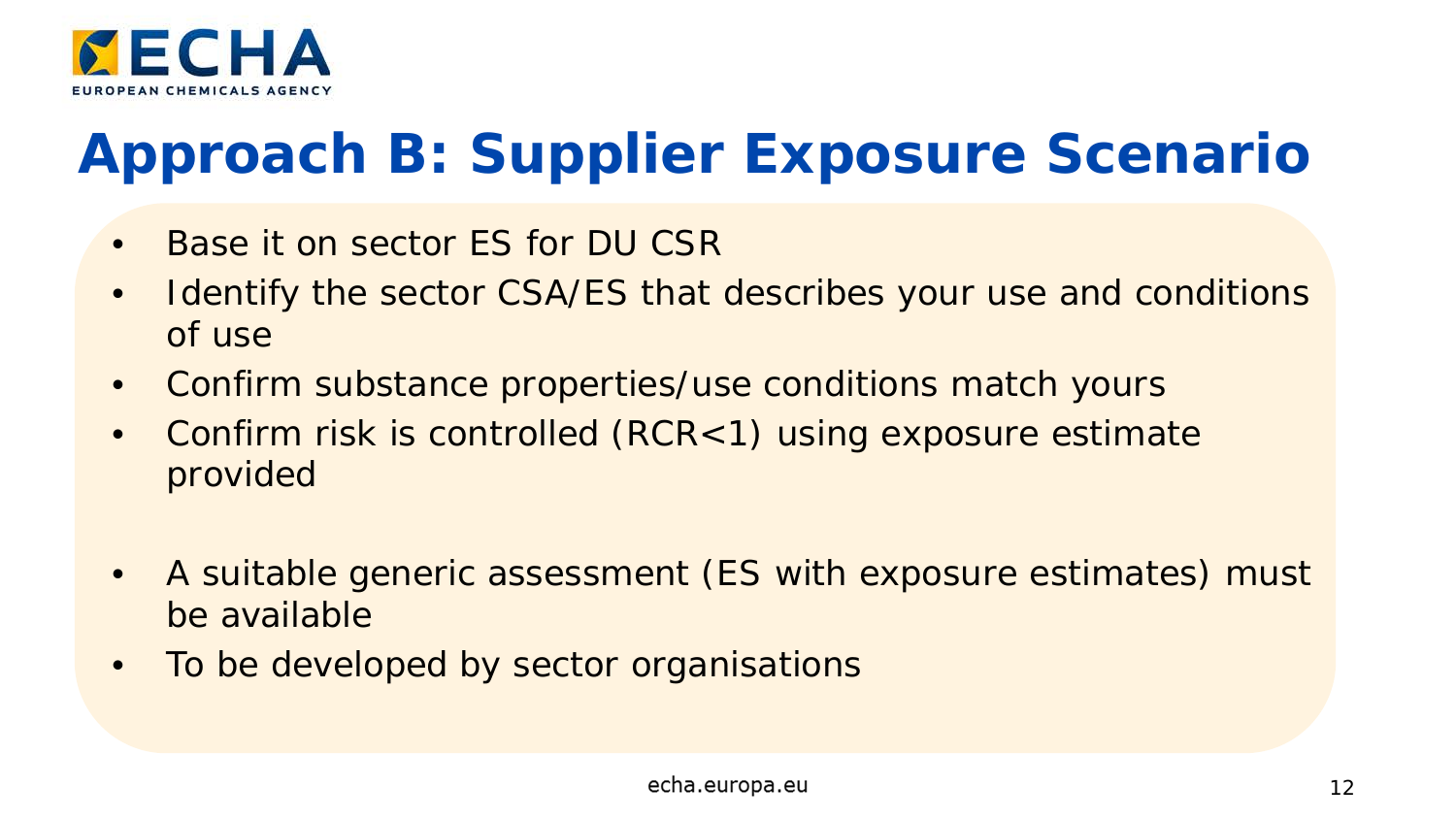# Approach B: Supplier Exposure Scenario

- Base it on sector ES for DU CSR
- Identify the sector CSA/ES that describes your use and conditions of use
- Confirm substance properties/use conditions match yours
- Confirm risk is controlled (RCR<1) using exposure estimate provided

- A suitable generic assessment (ES with exposure estimates) must be available
- To be developed by sector organisations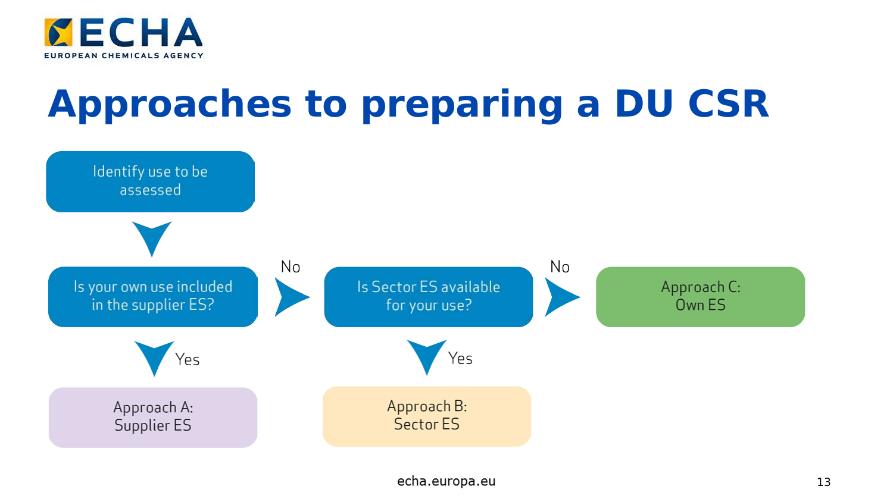# Approaches to preparing a DU CSR

Identify use to be assessed

Is your own use included in the supplier ES?

- Yes → Approach A: Supplier ES
- No → Is Sector ES available for your use?
  - Yes → Approach B: Sector ES
  - No → Approach C: Own ES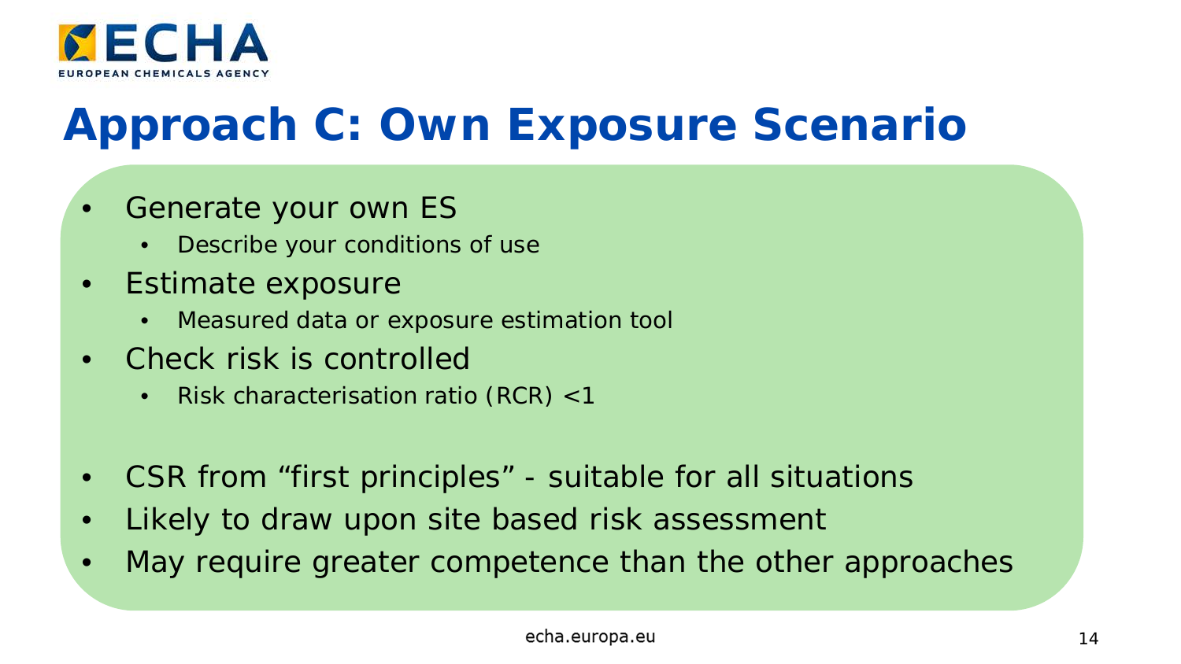# Approach C: Own Exposure Scenario

- Generate your own ES
  - Describe your conditions of use
- Estimate exposure
  - Measured data or exposure estimation tool
- Check risk is controlled
  - Risk characterisation ratio (RCR) <1

- CSR from "first principles" - suitable for all situations
- Likely to draw upon site based risk assessment
- May require greater competence than the other approaches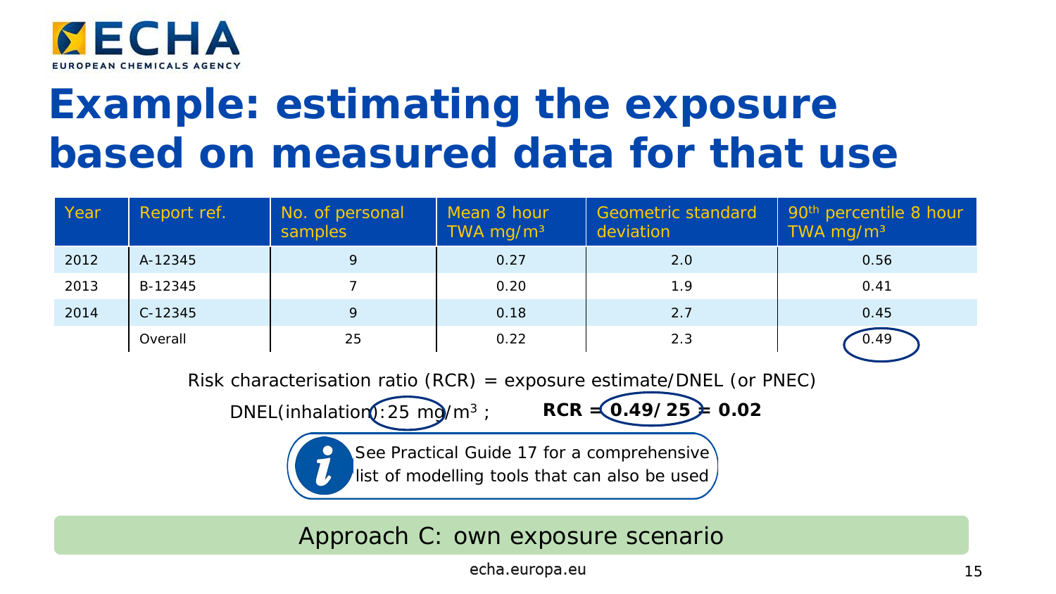# Example: estimating the exposure based on measured data for that use

| Year | Report ref. | No. of personal samples | Mean 8 hour TWA mg/m³ | Geometric standard deviation | 90th percentile 8 hour TWA mg/m³ |
|---|---|---|---|---|---|
| 2012 | A-12345 | 9 | 0.27 | 2.0 | 0.56 |
| 2013 | B-12345 | 7 | 0.20 | 1.9 | 0.41 |
| 2014 | C-12345 | 9 | 0.18 | 2.7 | 0.45 |
| | Overall | 25 | 0.22 | 2.3 | 0.49 |

Risk characterisation ratio (RCR) = exposure estimate/DNEL (or PNEC)

DNEL(inhalation):25 mg/$m^3$ ; **RCR = 0.49/25 = 0.02**

See Practical Guide 17 for a comprehensive list of modelling tools that can also be used

Approach C: own exposure scenario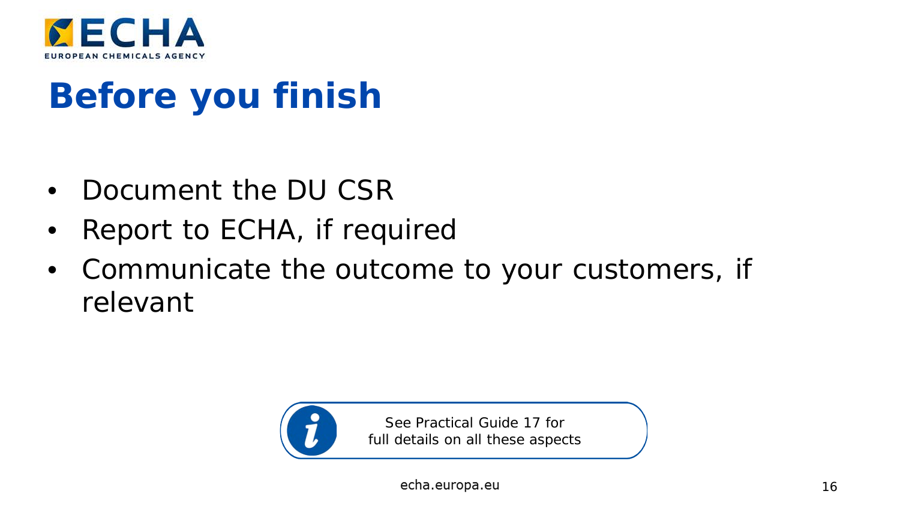# Before you finish

- Document the DU CSR
- Report to ECHA, if required
- Communicate the outcome to your customers, if relevant

See Practical Guide 17 for full details on all these aspects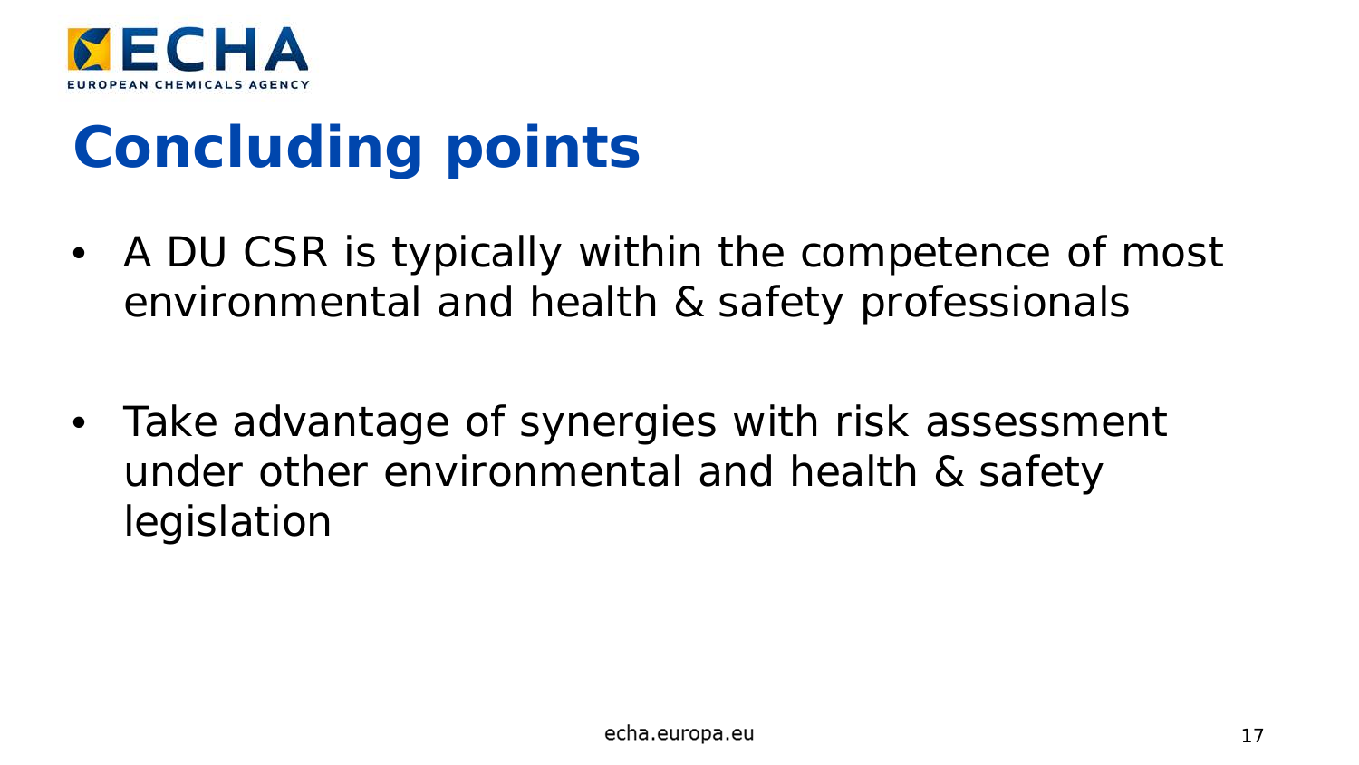# Concluding points

- A DU CSR is typically within the competence of most environmental and health & safety professionals

- Take advantage of synergies with risk assessment under other environmental and health & safety legislation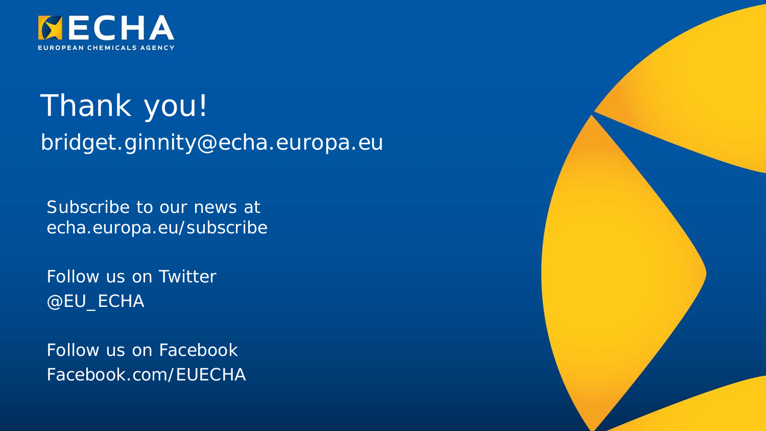ECHA

EUROPEAN CHEMICALS AGENCY

# Thank you!

bridget.ginnity@echa.europa.eu

Subscribe to our news at
echa.europa.eu/subscribe

Follow us on Twitter
@EU_ECHA

Follow us on Facebook
Facebook.com/EUECHA